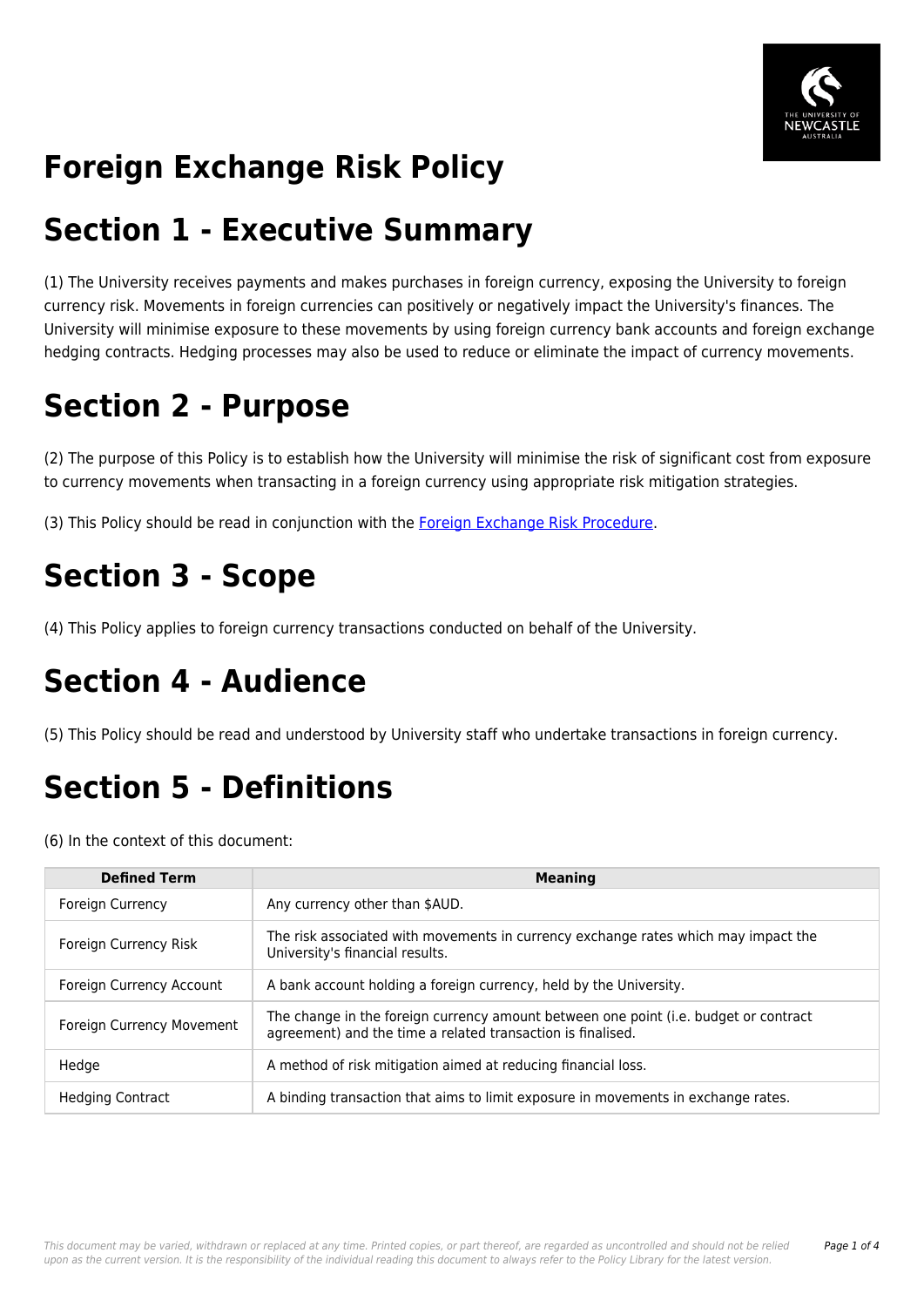# Foreign Exchange Risk Policy

# Section 1 - Executive Summary

(1) The University receives payments and makes purchases in foreign currency, exposing the University to foreign currency risk. Movements in foreign currencies can positively or negatively impact the University's finances. The University will minimise exposure to these movements by using foreign currency bank accounts and foreign exchange hedging contracts. Hedging processes may also be used to reduce or eliminate the impact of currency movements.

# Section 2 - Purpose

(2) The purpose of this Policy is to establish how the University will minimise the risk of significant cost from exposure to currency movements when transacting in a foreign currency using appropriate risk mitigation strategies.

(3) This Policy should be read in conjunction with the Foreign Exchange Risk Procedure.

# Section 3 - Scope

(4) This Policy applies to foreign currency transactions conducted on behalf of the University.

# Section 4 - Audience

(5) This Policy should be read and understood by University staff who undertake transactions in foreign currency.

# Section 5 - Definitions

(6) In the context of this document:

| Defined Term | Meaning |
|---|---|
| Foreign Currency | Any currency other than $AUD. |
| Foreign Currency Risk | The risk associated with movements in currency exchange rates which may impact the University's financial results. |
| Foreign Currency Account | A bank account holding a foreign currency, held by the University. |
| Foreign Currency Movement | The change in the foreign currency amount between one point (i.e. budget or contract agreement) and the time a related transaction is finalised. |
| Hedge | A method of risk mitigation aimed at reducing financial loss. |
| Hedging Contract | A binding transaction that aims to limit exposure in movements in exchange rates. |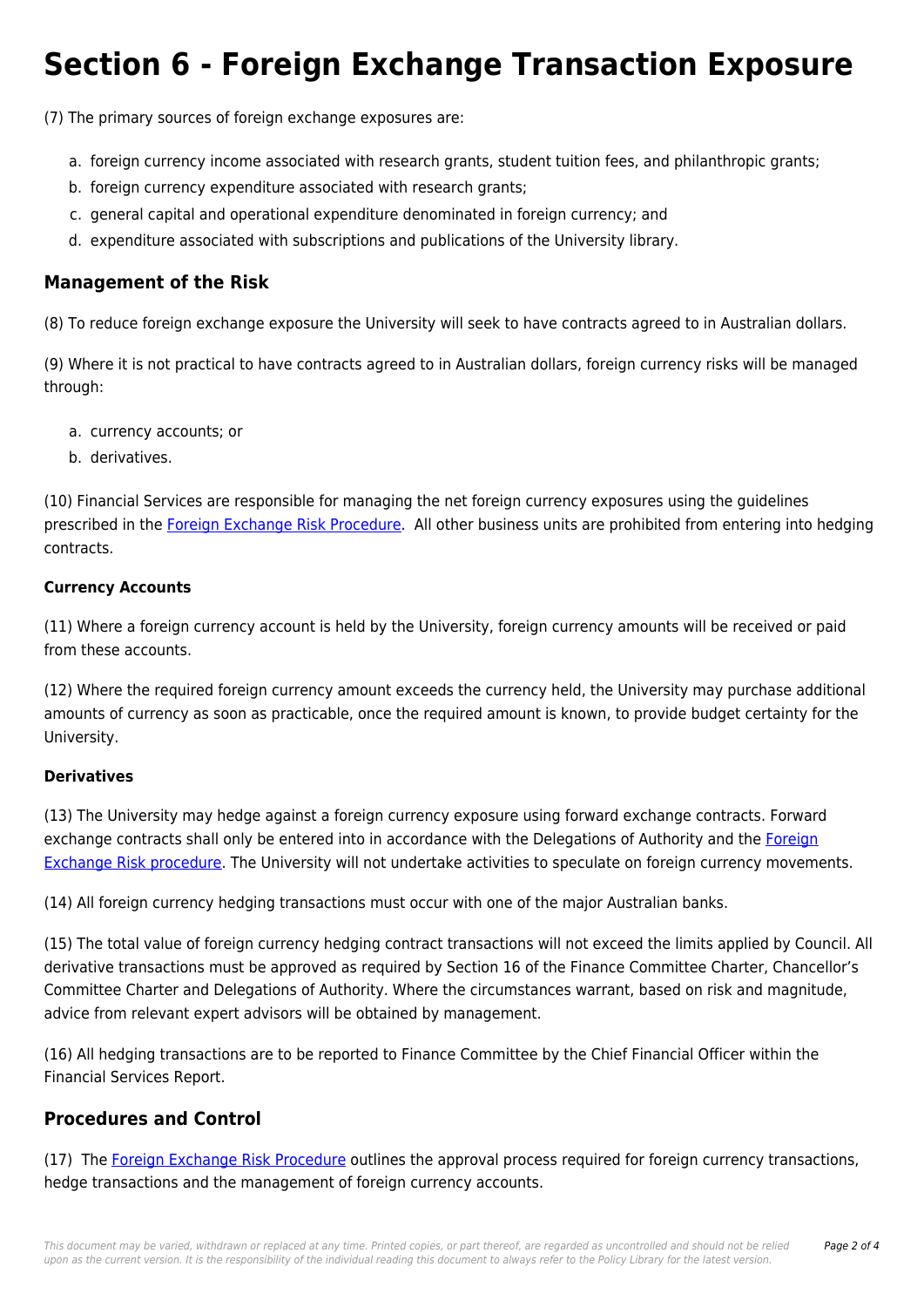# Section 6 - Foreign Exchange Transaction Exposure

(7) The primary sources of foreign exchange exposures are:

a. foreign currency income associated with research grants, student tuition fees, and philanthropic grants;
b. foreign currency expenditure associated with research grants;
c. general capital and operational expenditure denominated in foreign currency; and
d. expenditure associated with subscriptions and publications of the University library.

## Management of the Risk

(8) To reduce foreign exchange exposure the University will seek to have contracts agreed to in Australian dollars.

(9) Where it is not practical to have contracts agreed to in Australian dollars, foreign currency risks will be managed through:

a. currency accounts; or
b. derivatives.

(10) Financial Services are responsible for managing the net foreign currency exposures using the guidelines prescribed in the Foreign Exchange Risk Procedure. All other business units are prohibited from entering into hedging contracts.

### Currency Accounts

(11) Where a foreign currency account is held by the University, foreign currency amounts will be received or paid from these accounts.

(12) Where the required foreign currency amount exceeds the currency held, the University may purchase additional amounts of currency as soon as practicable, once the required amount is known, to provide budget certainty for the University.

### Derivatives

(13) The University may hedge against a foreign currency exposure using forward exchange contracts. Forward exchange contracts shall only be entered into in accordance with the Delegations of Authority and the Foreign Exchange Risk procedure. The University will not undertake activities to speculate on foreign currency movements.

(14) All foreign currency hedging transactions must occur with one of the major Australian banks.

(15) The total value of foreign currency hedging contract transactions will not exceed the limits applied by Council. All derivative transactions must be approved as required by Section 16 of the Finance Committee Charter, Chancellor's Committee Charter and Delegations of Authority. Where the circumstances warrant, based on risk and magnitude, advice from relevant expert advisors will be obtained by management.

(16) All hedging transactions are to be reported to Finance Committee by the Chief Financial Officer within the Financial Services Report.

## Procedures and Control

(17) The Foreign Exchange Risk Procedure outlines the approval process required for foreign currency transactions, hedge transactions and the management of foreign currency accounts.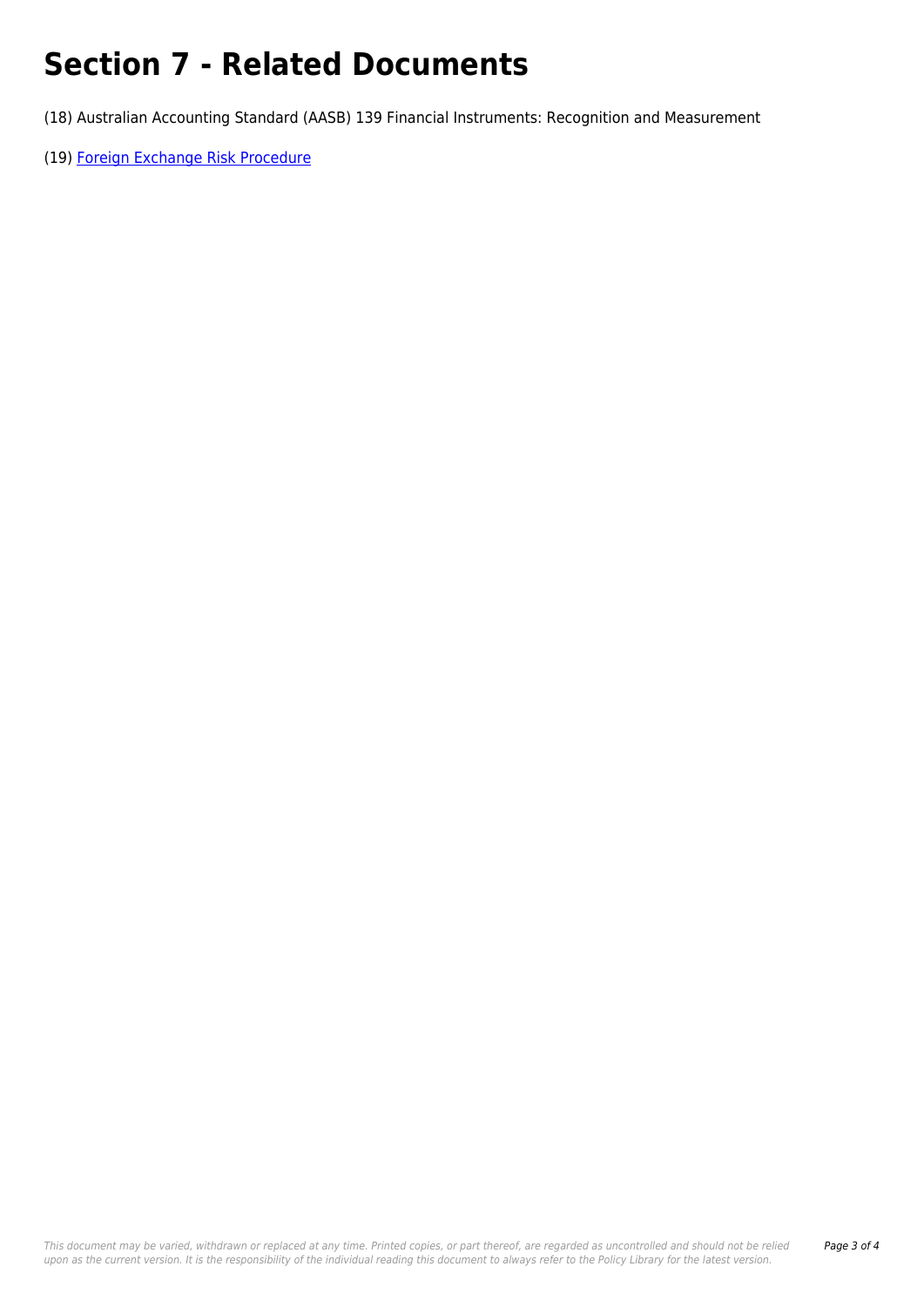# Section 7 - Related Documents

(18) Australian Accounting Standard (AASB) 139 Financial Instruments: Recognition and Measurement

(19) Foreign Exchange Risk Procedure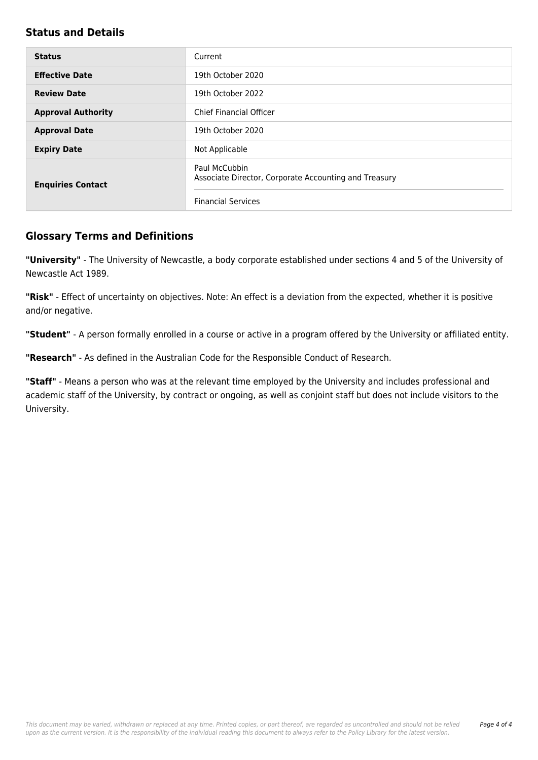## Status and Details

| | |
|---|---|
| **Status** | Current |
| **Effective Date** | 19th October 2020 |
| **Review Date** | 19th October 2022 |
| **Approval Authority** | Chief Financial Officer |
| **Approval Date** | 19th October 2020 |
| **Expiry Date** | Not Applicable |
| **Enquiries Contact** | Paul McCubbin<br>Associate Director, Corporate Accounting and Treasury<br><br>Financial Services |

## Glossary Terms and Definitions

**"University"** - The University of Newcastle, a body corporate established under sections 4 and 5 of the University of Newcastle Act 1989.

**"Risk"** - Effect of uncertainty on objectives. Note: An effect is a deviation from the expected, whether it is positive and/or negative.

**"Student"** - A person formally enrolled in a course or active in a program offered by the University or affiliated entity.

**"Research"** - As defined in the Australian Code for the Responsible Conduct of Research.

**"Staff"** - Means a person who was at the relevant time employed by the University and includes professional and academic staff of the University, by contract or ongoing, as well as conjoint staff but does not include visitors to the University.

*This document may be varied, withdrawn or replaced at any time. Printed copies, or part thereof, are regarded as uncontrolled and should not be relied upon as the current version. It is the responsibility of the individual reading this document to always refer to the Policy Library for the latest version.*